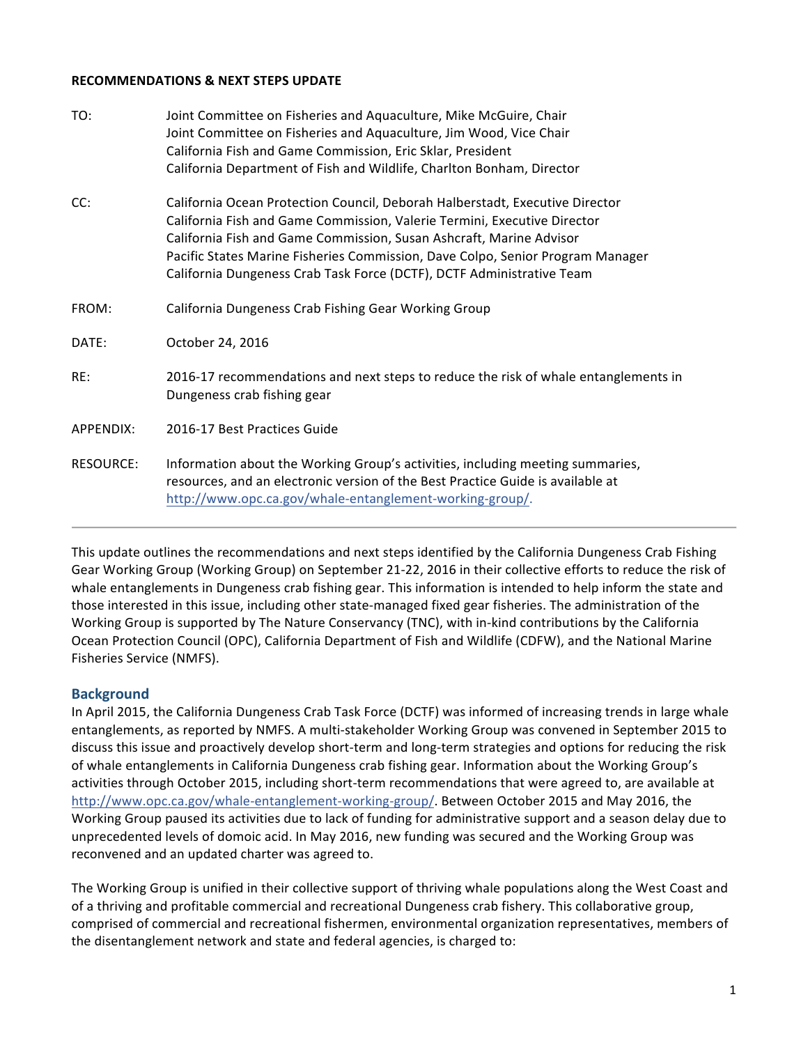**RECOMMENDATIONS & NEXT STEPS UPDATE**

| | |
|---|---|
| TO: | Joint Committee on Fisheries and Aquaculture, Mike McGuire, Chair<br>Joint Committee on Fisheries and Aquaculture, Jim Wood, Vice Chair<br>California Fish and Game Commission, Eric Sklar, President<br>California Department of Fish and Wildlife, Charlton Bonham, Director |
| CC: | California Ocean Protection Council, Deborah Halberstadt, Executive Director<br>California Fish and Game Commission, Valerie Termini, Executive Director<br>California Fish and Game Commission, Susan Ashcraft, Marine Advisor<br>Pacific States Marine Fisheries Commission, Dave Colpo, Senior Program Manager<br>California Dungeness Crab Task Force (DCTF), DCTF Administrative Team |
| FROM: | California Dungeness Crab Fishing Gear Working Group |
| DATE: | October 24, 2016 |
| RE: | 2016-17 recommendations and next steps to reduce the risk of whale entanglements in Dungeness crab fishing gear |
| APPENDIX: | 2016-17 Best Practices Guide |
| RESOURCE: | Information about the Working Group's activities, including meeting summaries, resources, and an electronic version of the Best Practice Guide is available at http://www.opc.ca.gov/whale-entanglement-working-group/. |

---

This update outlines the recommendations and next steps identified by the California Dungeness Crab Fishing Gear Working Group (Working Group) on September 21-22, 2016 in their collective efforts to reduce the risk of whale entanglements in Dungeness crab fishing gear. This information is intended to help inform the state and those interested in this issue, including other state-managed fixed gear fisheries. The administration of the Working Group is supported by The Nature Conservancy (TNC), with in-kind contributions by the California Ocean Protection Council (OPC), California Department of Fish and Wildlife (CDFW), and the National Marine Fisheries Service (NMFS).

## Background

In April 2015, the California Dungeness Crab Task Force (DCTF) was informed of increasing trends in large whale entanglements, as reported by NMFS. A multi-stakeholder Working Group was convened in September 2015 to discuss this issue and proactively develop short-term and long-term strategies and options for reducing the risk of whale entanglements in California Dungeness crab fishing gear. Information about the Working Group's activities through October 2015, including short-term recommendations that were agreed to, are available at http://www.opc.ca.gov/whale-entanglement-working-group/. Between October 2015 and May 2016, the Working Group paused its activities due to lack of funding for administrative support and a season delay due to unprecedented levels of domoic acid. In May 2016, new funding was secured and the Working Group was reconvened and an updated charter was agreed to.

The Working Group is unified in their collective support of thriving whale populations along the West Coast and of a thriving and profitable commercial and recreational Dungeness crab fishery. This collaborative group, comprised of commercial and recreational fishermen, environmental organization representatives, members of the disentanglement network and state and federal agencies, is charged to: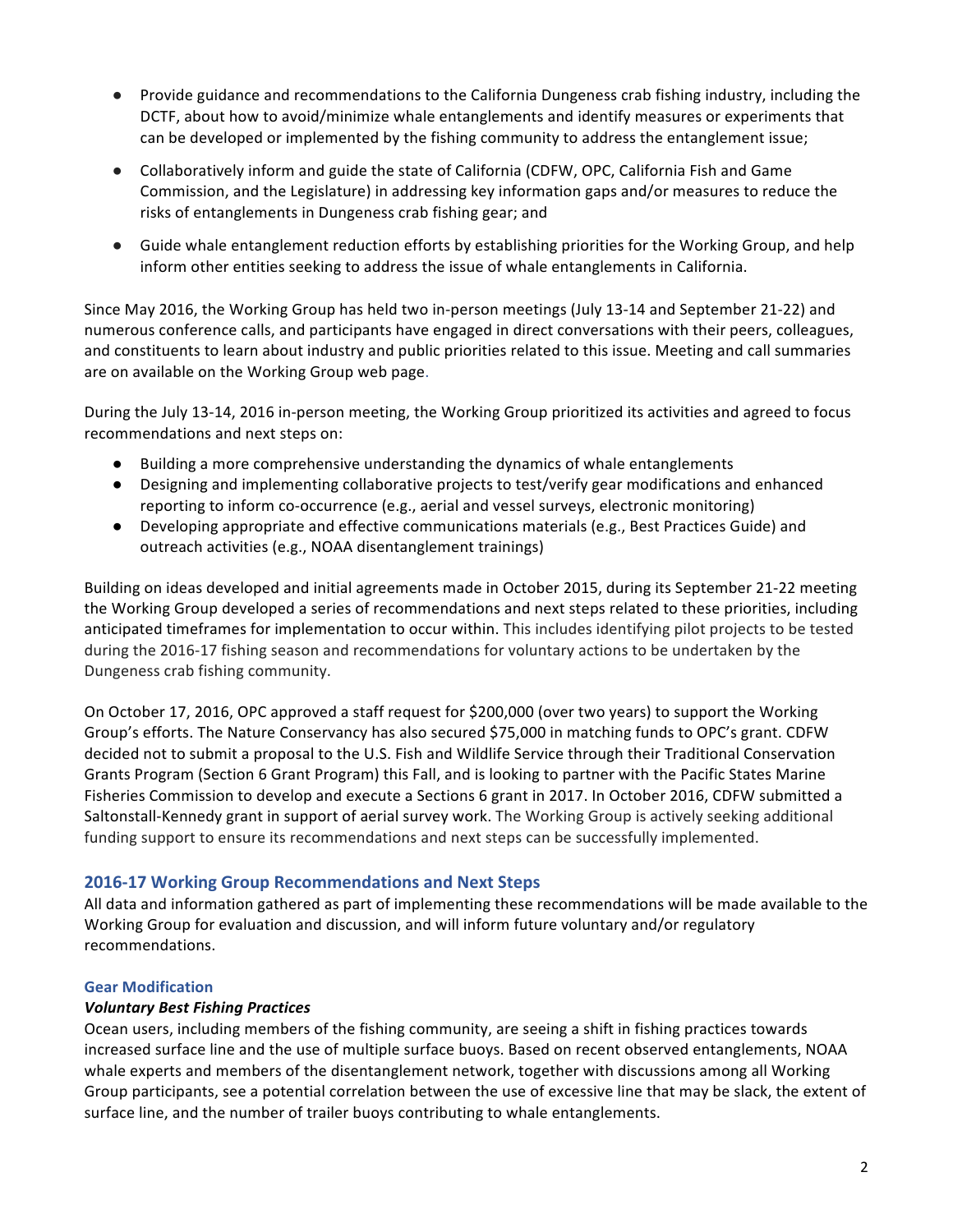- Provide guidance and recommendations to the California Dungeness crab fishing industry, including the DCTF, about how to avoid/minimize whale entanglements and identify measures or experiments that can be developed or implemented by the fishing community to address the entanglement issue;
- Collaboratively inform and guide the state of California (CDFW, OPC, California Fish and Game Commission, and the Legislature) in addressing key information gaps and/or measures to reduce the risks of entanglements in Dungeness crab fishing gear; and
- Guide whale entanglement reduction efforts by establishing priorities for the Working Group, and help inform other entities seeking to address the issue of whale entanglements in California.

Since May 2016, the Working Group has held two in-person meetings (July 13-14 and September 21-22) and numerous conference calls, and participants have engaged in direct conversations with their peers, colleagues, and constituents to learn about industry and public priorities related to this issue. Meeting and call summaries are on available on the Working Group web page.

During the July 13-14, 2016 in-person meeting, the Working Group prioritized its activities and agreed to focus recommendations and next steps on:

- Building a more comprehensive understanding the dynamics of whale entanglements
- Designing and implementing collaborative projects to test/verify gear modifications and enhanced reporting to inform co-occurrence (e.g., aerial and vessel surveys, electronic monitoring)
- Developing appropriate and effective communications materials (e.g., Best Practices Guide) and outreach activities (e.g., NOAA disentanglement trainings)

Building on ideas developed and initial agreements made in October 2015, during its September 21-22 meeting the Working Group developed a series of recommendations and next steps related to these priorities, including anticipated timeframes for implementation to occur within. This includes identifying pilot projects to be tested during the 2016-17 fishing season and recommendations for voluntary actions to be undertaken by the Dungeness crab fishing community.

On October 17, 2016, OPC approved a staff request for $200,000 (over two years) to support the Working Group's efforts. The Nature Conservancy has also secured $75,000 in matching funds to OPC's grant. CDFW decided not to submit a proposal to the U.S. Fish and Wildlife Service through their Traditional Conservation Grants Program (Section 6 Grant Program) this Fall, and is looking to partner with the Pacific States Marine Fisheries Commission to develop and execute a Sections 6 grant in 2017. In October 2016, CDFW submitted a Saltonstall-Kennedy grant in support of aerial survey work. The Working Group is actively seeking additional funding support to ensure its recommendations and next steps can be successfully implemented.

## 2016-17 Working Group Recommendations and Next Steps

All data and information gathered as part of implementing these recommendations will be made available to the Working Group for evaluation and discussion, and will inform future voluntary and/or regulatory recommendations.

### Gear Modification

#### *Voluntary Best Fishing Practices*

Ocean users, including members of the fishing community, are seeing a shift in fishing practices towards increased surface line and the use of multiple surface buoys. Based on recent observed entanglements, NOAA whale experts and members of the disentanglement network, together with discussions among all Working Group participants, see a potential correlation between the use of excessive line that may be slack, the extent of surface line, and the number of trailer buoys contributing to whale entanglements.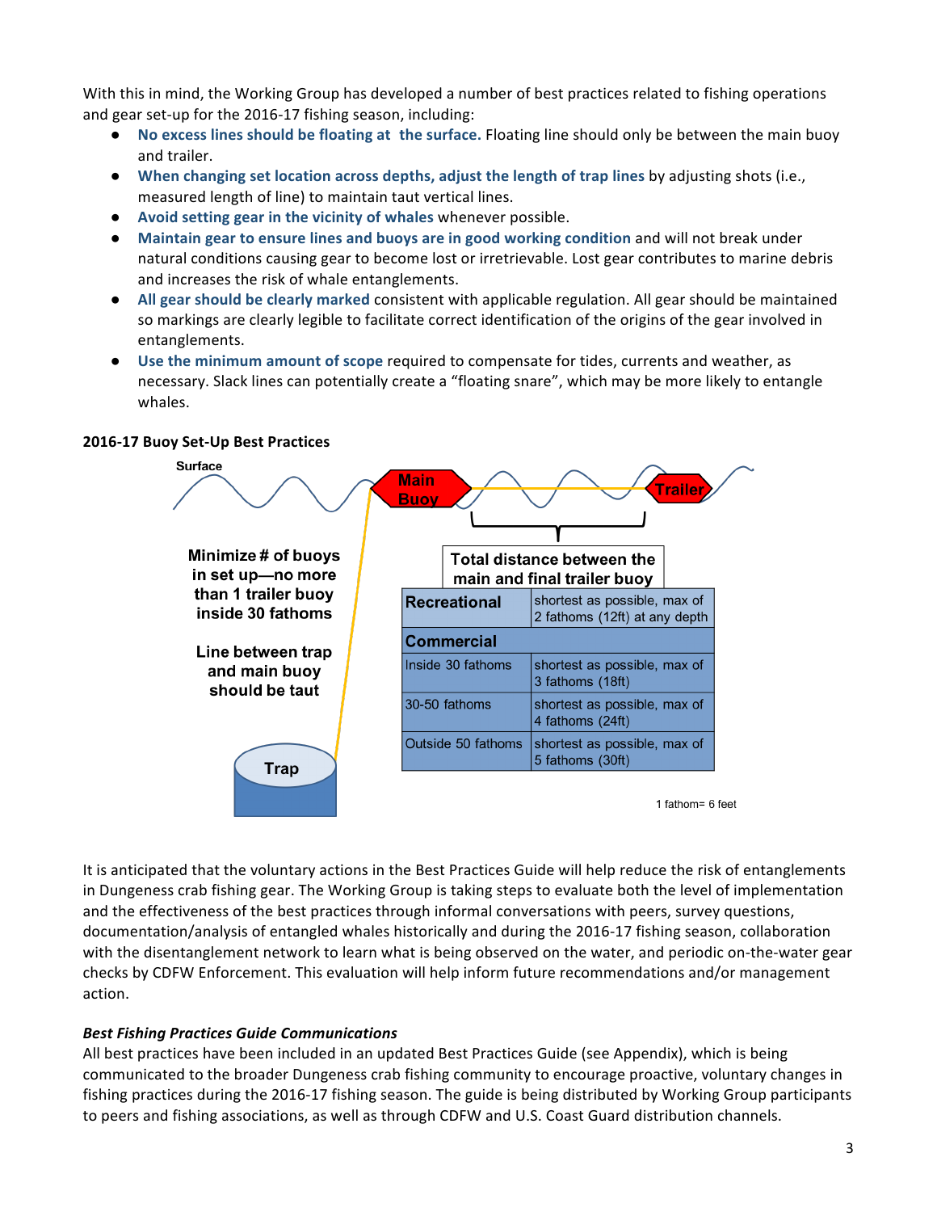With this in mind, the Working Group has developed a number of best practices related to fishing operations and gear set-up for the 2016-17 fishing season, including:

- **No excess lines should be floating at the surface.** Floating line should only be between the main buoy and trailer.
- **When changing set location across depths, adjust the length of trap lines** by adjusting shots (i.e., measured length of line) to maintain taut vertical lines.
- **Avoid setting gear in the vicinity of whales** whenever possible.
- **Maintain gear to ensure lines and buoys are in good working condition** and will not break under natural conditions causing gear to become lost or irretrievable. Lost gear contributes to marine debris and increases the risk of whale entanglements.
- **All gear should be clearly marked** consistent with applicable regulation. All gear should be maintained so markings are clearly legible to facilitate correct identification of the origins of the gear involved in entanglements.
- **Use the minimum amount of scope** required to compensate for tides, currents and weather, as necessary. Slack lines can potentially create a "floating snare", which may be more likely to entangle whales.

**2016-17 Buoy Set-Up Best Practices**

Surface

Main Buoy

Trailer

Minimize # of buoys in set up—no more than 1 trailer buoy inside 30 fathoms

Line between trap and main buoy should be taut

Trap

Total distance between the main and final trailer buoy

| | |
|---|---|
| **Recreational** | shortest as possible, max of 2 fathoms (12ft) at any depth |
| **Commercial** | |
| Inside 30 fathoms | shortest as possible, max of 3 fathoms (18ft) |
| 30-50 fathoms | shortest as possible, max of 4 fathoms (24ft) |
| Outside 50 fathoms | shortest as possible, max of 5 fathoms (30ft) |

1 fathom= 6 feet

It is anticipated that the voluntary actions in the Best Practices Guide will help reduce the risk of entanglements in Dungeness crab fishing gear. The Working Group is taking steps to evaluate both the level of implementation and the effectiveness of the best practices through informal conversations with peers, survey questions, documentation/analysis of entangled whales historically and during the 2016-17 fishing season, collaboration with the disentanglement network to learn what is being observed on the water, and periodic on-the-water gear checks by CDFW Enforcement. This evaluation will help inform future recommendations and/or management action.

***Best Fishing Practices Guide Communications***

All best practices have been included in an updated Best Practices Guide (see Appendix), which is being communicated to the broader Dungeness crab fishing community to encourage proactive, voluntary changes in fishing practices during the 2016-17 fishing season. The guide is being distributed by Working Group participants to peers and fishing associations, as well as through CDFW and U.S. Coast Guard distribution channels.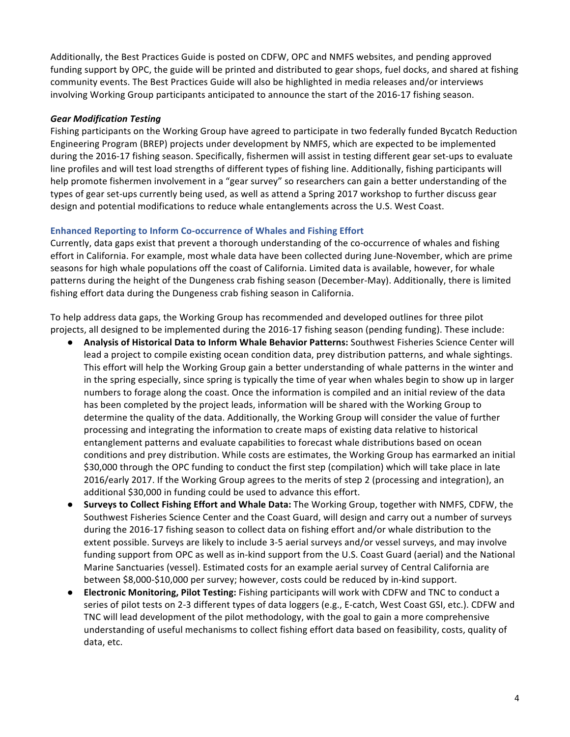Additionally, the Best Practices Guide is posted on CDFW, OPC and NMFS websites, and pending approved funding support by OPC, the guide will be printed and distributed to gear shops, fuel docks, and shared at fishing community events. The Best Practices Guide will also be highlighted in media releases and/or interviews involving Working Group participants anticipated to announce the start of the 2016-17 fishing season.

#### *Gear Modification Testing*

Fishing participants on the Working Group have agreed to participate in two federally funded Bycatch Reduction Engineering Program (BREP) projects under development by NMFS, which are expected to be implemented during the 2016-17 fishing season. Specifically, fishermen will assist in testing different gear set-ups to evaluate line profiles and will test load strengths of different types of fishing line. Additionally, fishing participants will help promote fishermen involvement in a "gear survey" so researchers can gain a better understanding of the types of gear set-ups currently being used, as well as attend a Spring 2017 workshop to further discuss gear design and potential modifications to reduce whale entanglements across the U.S. West Coast.

### Enhanced Reporting to Inform Co-occurrence of Whales and Fishing Effort

Currently, data gaps exist that prevent a thorough understanding of the co-occurrence of whales and fishing effort in California. For example, most whale data have been collected during June-November, which are prime seasons for high whale populations off the coast of California. Limited data is available, however, for whale patterns during the height of the Dungeness crab fishing season (December-May). Additionally, there is limited fishing effort data during the Dungeness crab fishing season in California.

To help address data gaps, the Working Group has recommended and developed outlines for three pilot projects, all designed to be implemented during the 2016-17 fishing season (pending funding). These include:

- **Analysis of Historical Data to Inform Whale Behavior Patterns:** Southwest Fisheries Science Center will lead a project to compile existing ocean condition data, prey distribution patterns, and whale sightings. This effort will help the Working Group gain a better understanding of whale patterns in the winter and in the spring especially, since spring is typically the time of year when whales begin to show up in larger numbers to forage along the coast. Once the information is compiled and an initial review of the data has been completed by the project leads, information will be shared with the Working Group to determine the quality of the data. Additionally, the Working Group will consider the value of further processing and integrating the information to create maps of existing data relative to historical entanglement patterns and evaluate capabilities to forecast whale distributions based on ocean conditions and prey distribution. While costs are estimates, the Working Group has earmarked an initial $30,000 through the OPC funding to conduct the first step (compilation) which will take place in late 2016/early 2017. If the Working Group agrees to the merits of step 2 (processing and integration), an additional $30,000 in funding could be used to advance this effort.
- **Surveys to Collect Fishing Effort and Whale Data:** The Working Group, together with NMFS, CDFW, the Southwest Fisheries Science Center and the Coast Guard, will design and carry out a number of surveys during the 2016-17 fishing season to collect data on fishing effort and/or whale distribution to the extent possible. Surveys are likely to include 3-5 aerial surveys and/or vessel surveys, and may involve funding support from OPC as well as in-kind support from the U.S. Coast Guard (aerial) and the National Marine Sanctuaries (vessel). Estimated costs for an example aerial survey of Central California are between $8,000-$10,000 per survey; however, costs could be reduced by in-kind support.
- **Electronic Monitoring, Pilot Testing:** Fishing participants will work with CDFW and TNC to conduct a series of pilot tests on 2-3 different types of data loggers (e.g., E-catch, West Coast GSI, etc.). CDFW and TNC will lead development of the pilot methodology, with the goal to gain a more comprehensive understanding of useful mechanisms to collect fishing effort data based on feasibility, costs, quality of data, etc.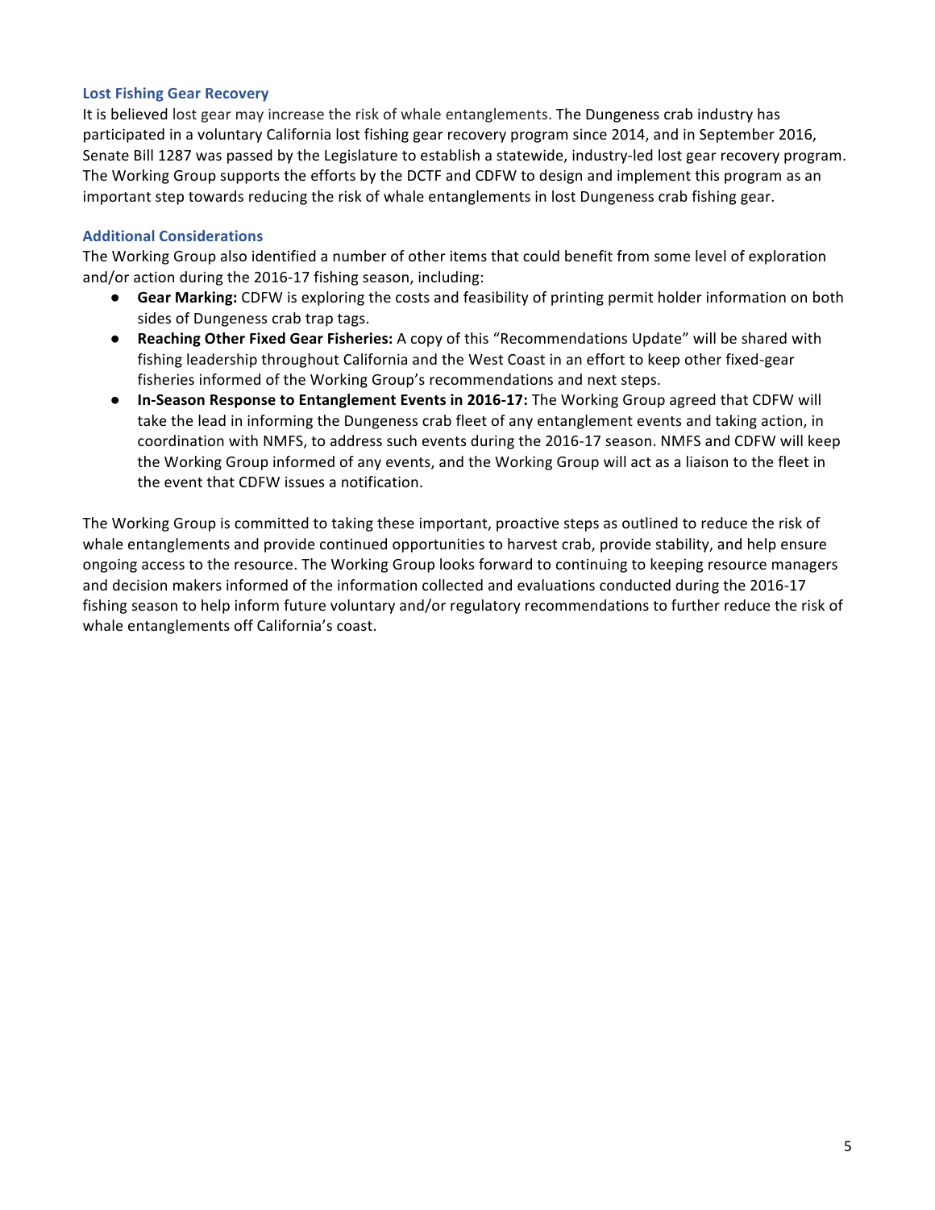### Lost Fishing Gear Recovery

It is believed lost gear may increase the risk of whale entanglements. The Dungeness crab industry has participated in a voluntary California lost fishing gear recovery program since 2014, and in September 2016, Senate Bill 1287 was passed by the Legislature to establish a statewide, industry-led lost gear recovery program. The Working Group supports the efforts by the DCTF and CDFW to design and implement this program as an important step towards reducing the risk of whale entanglements in lost Dungeness crab fishing gear.

### Additional Considerations

The Working Group also identified a number of other items that could benefit from some level of exploration and/or action during the 2016-17 fishing season, including:

- **Gear Marking:** CDFW is exploring the costs and feasibility of printing permit holder information on both sides of Dungeness crab trap tags.
- **Reaching Other Fixed Gear Fisheries:** A copy of this "Recommendations Update" will be shared with fishing leadership throughout California and the West Coast in an effort to keep other fixed-gear fisheries informed of the Working Group's recommendations and next steps.
- **In-Season Response to Entanglement Events in 2016-17:** The Working Group agreed that CDFW will take the lead in informing the Dungeness crab fleet of any entanglement events and taking action, in coordination with NMFS, to address such events during the 2016-17 season. NMFS and CDFW will keep the Working Group informed of any events, and the Working Group will act as a liaison to the fleet in the event that CDFW issues a notification.

The Working Group is committed to taking these important, proactive steps as outlined to reduce the risk of whale entanglements and provide continued opportunities to harvest crab, provide stability, and help ensure ongoing access to the resource. The Working Group looks forward to continuing to keeping resource managers and decision makers informed of the information collected and evaluations conducted during the 2016-17 fishing season to help inform future voluntary and/or regulatory recommendations to further reduce the risk of whale entanglements off California's coast.